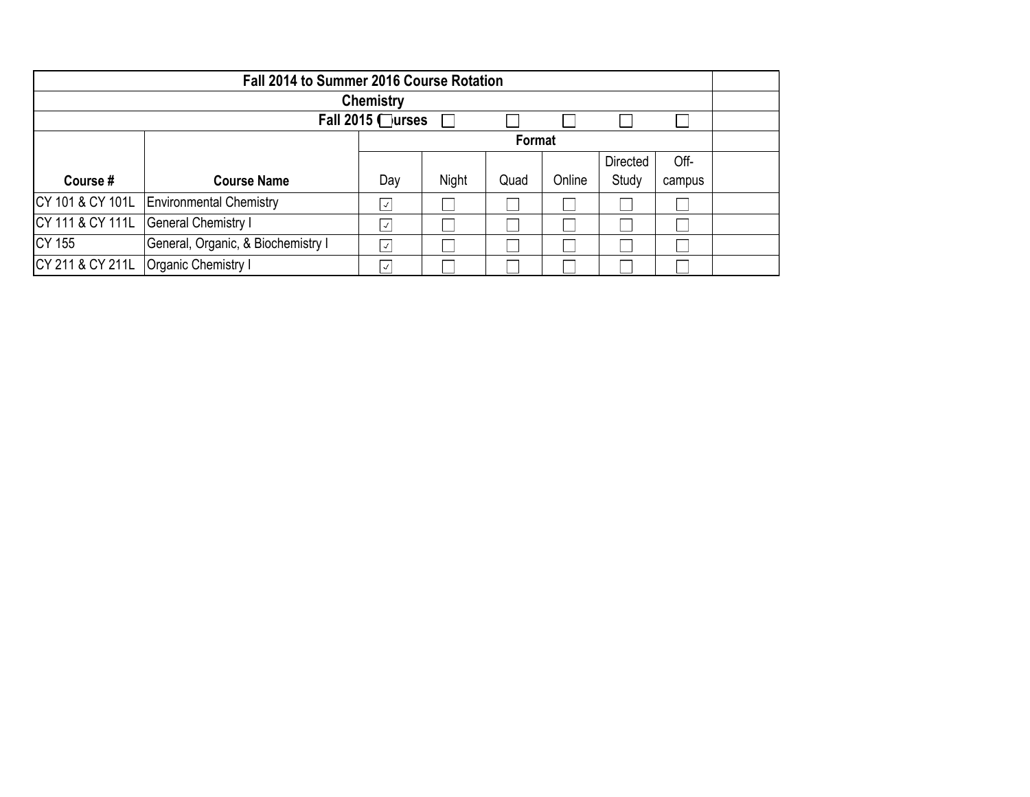| Fall 2014 to Summer 2016 Course Rotation | | | | | | | | |
|---|---|---|---|---|---|---|---|---|
| Chemistry | | | | | | | | |
| Fall 2015 Courses | | | | | | | | |
| | | Format | | | | | | |
| Course # | Course Name | Day | Night | Quad | Online | Directed Study | Off-campus | |
| CY 101 & CY 101L | Environmental Chemistry | ☑ | ☐ | ☐ | ☐ | ☐ | ☐ | |
| CY 111 & CY 111L | General Chemistry I | ☑ | ☐ | ☐ | ☐ | ☐ | ☐ | |
| CY 155 | General, Organic, & Biochemistry I | ☑ | ☐ | ☐ | ☐ | ☐ | ☐ | |
| CY 211 & CY 211L | Organic Chemistry I | ☑ | ☐ | ☐ | ☐ | ☐ | ☐ | |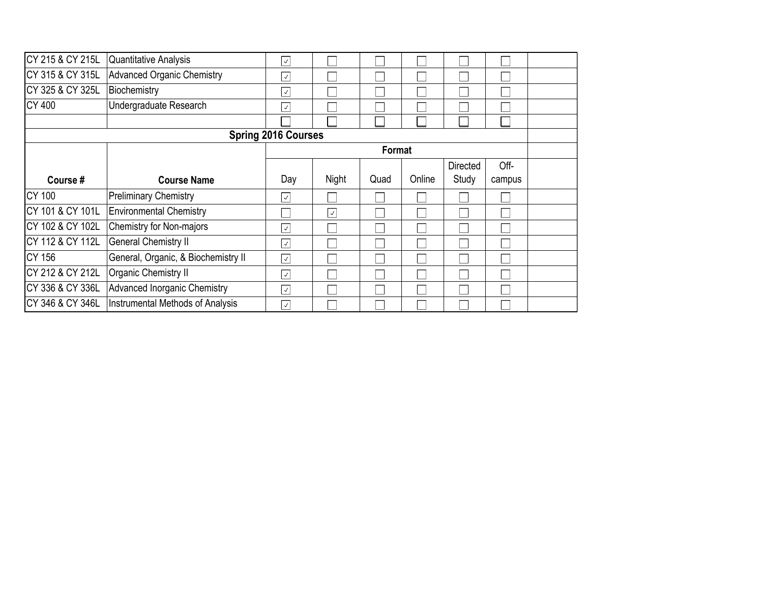| | | | | | | | | |
|---|---|---|---|---|---|---|---|---|
| CY 215 & CY 215L | Quantitative Analysis | ☑ | ☐ | ☐ | ☐ | ☐ | ☐ | |
| CY 315 & CY 315L | Advanced Organic Chemistry | ☑ | ☐ | ☐ | ☐ | ☐ | ☐ | |
| CY 325 & CY 325L | Biochemistry | ☑ | ☐ | ☐ | ☐ | ☐ | ☐ | |
| CY 400 | Undergraduate Research | ☑ | ☐ | ☐ | ☐ | ☐ | ☐ | |
| | | ☐ | ☐ | ☐ | ☐ | ☐ | ☐ | |

**Spring 2016 Courses**

| Course # | Course Name | Format | | | | | | |
|---|---|---|---|---|---|---|---|---|
| | | Day | Night | Quad | Online | Directed Study | Off-campus | |
| CY 100 | Preliminary Chemistry | ☑ | ☐ | ☐ | ☐ | ☐ | ☐ | |
| CY 101 & CY 101L | Environmental Chemistry | ☐ | ☑ | ☐ | ☐ | ☐ | ☐ | |
| CY 102 & CY 102L | Chemistry for Non-majors | ☑ | ☐ | ☐ | ☐ | ☐ | ☐ | |
| CY 112 & CY 112L | General Chemistry II | ☑ | ☐ | ☐ | ☐ | ☐ | ☐ | |
| CY 156 | General, Organic, & Biochemistry II | ☑ | ☐ | ☐ | ☐ | ☐ | ☐ | |
| CY 212 & CY 212L | Organic Chemistry II | ☑ | ☐ | ☐ | ☐ | ☐ | ☐ | |
| CY 336 & CY 336L | Advanced Inorganic Chemistry | ☑ | ☐ | ☐ | ☐ | ☐ | ☐ | |
| CY 346 & CY 346L | Instrumental Methods of Analysis | ☑ | ☐ | ☐ | ☐ | ☐ | ☐ | |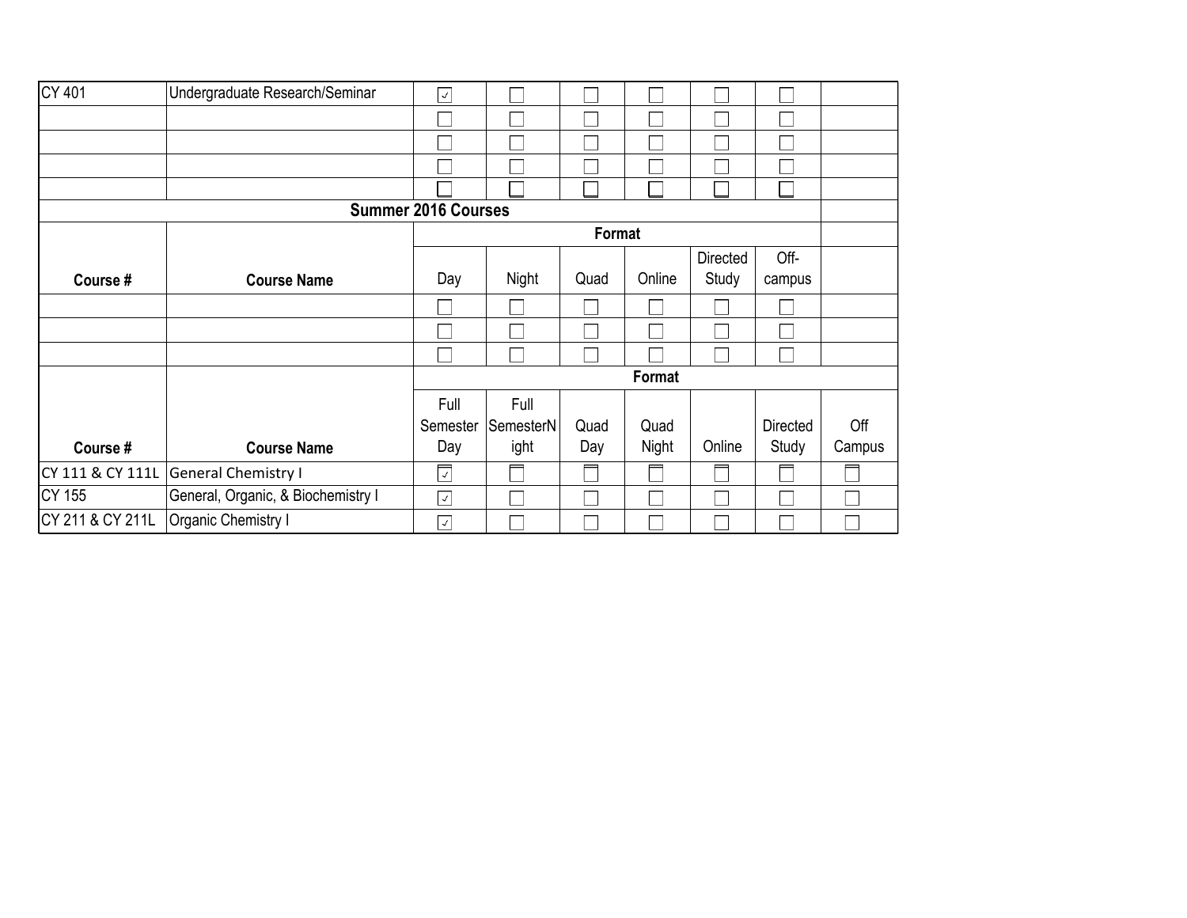| | | | | | | | | |
|---|---|---|---|---|---|---|---|---|
| CY 401 | Undergraduate Research/Seminar | ☑ | ☐ | ☐ | ☐ | ☐ | ☐ | |
| | | ☐ | ☐ | ☐ | ☐ | ☐ | ☐ | |
| | | ☐ | ☐ | ☐ | ☐ | ☐ | ☐ | |
| | | ☐ | ☐ | ☐ | ☐ | ☐ | ☐ | |
| | | ☐ | ☐ | ☐ | ☐ | ☐ | ☐ | |

**Summer 2016 Courses**

| | | Format | | | | | | |
|---|---|---|---|---|---|---|---|---|
| **Course #** | **Course Name** | Day | Night | Quad | Online | Directed Study | Off-campus | |
| | | ☐ | ☐ | ☐ | ☐ | ☐ | ☐ | |
| | | ☐ | ☐ | ☐ | ☐ | ☐ | ☐ | |
| | | ☐ | ☐ | ☐ | ☐ | ☐ | ☐ | |

| | | Format | | | | | | |
|---|---|---|---|---|---|---|---|---|
| **Course #** | **Course Name** | Full Semester Day | Full SemesterNight | Quad Day | Quad Night | Online | Directed Study | Off Campus |
| CY 111 & CY 111L | General Chemistry I | ☑ | ☐ | ☐ | ☐ | ☐ | ☐ | ☐ |
| CY 155 | General, Organic, & Biochemistry I | ☑ | ☐ | ☐ | ☐ | ☐ | ☐ | ☐ |
| CY 211 & CY 211L | Organic Chemistry I | ☑ | ☐ | ☐ | ☐ | ☐ | ☐ | ☐ |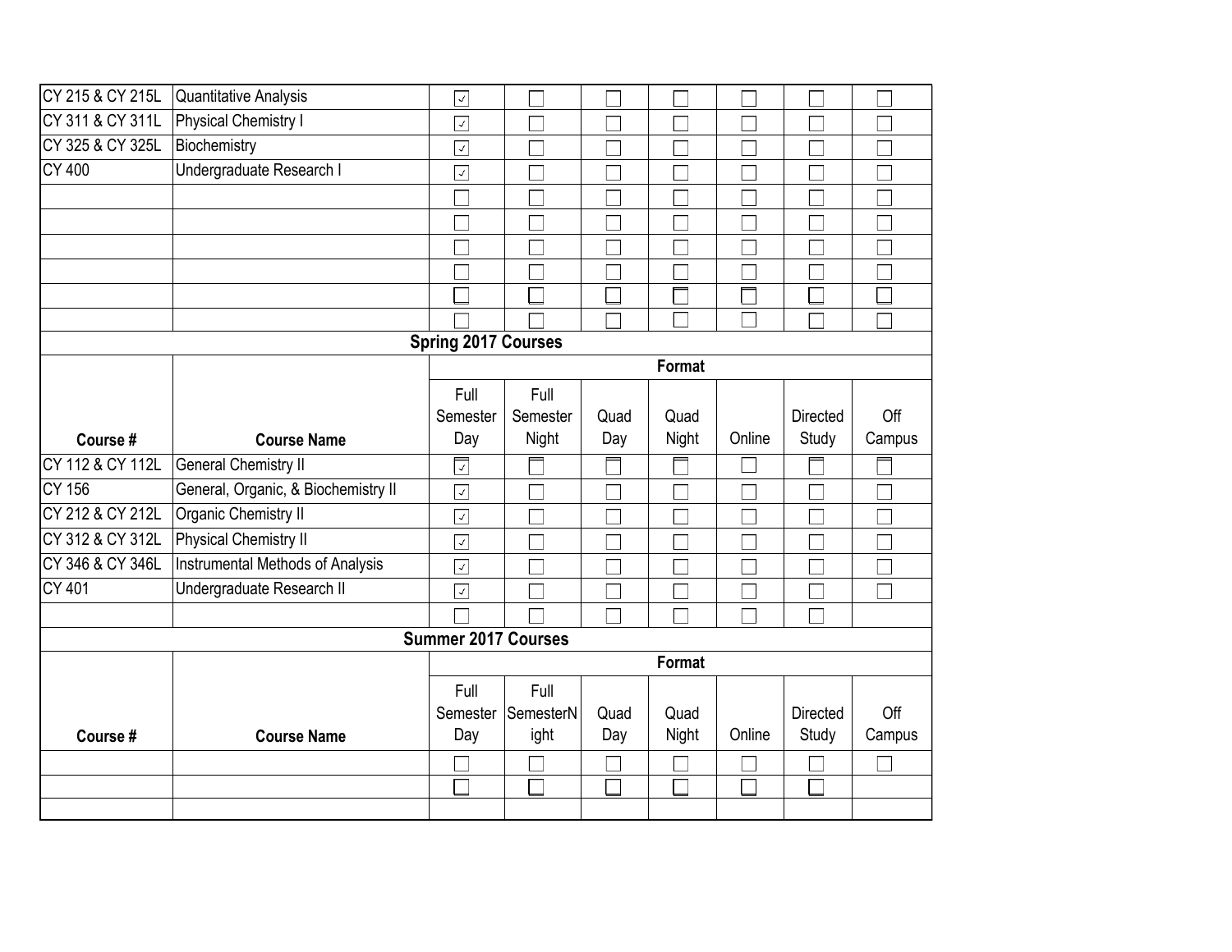| | | | | | | | | |
|---|---|---|---|---|---|---|---|---|
| CY 215 & CY 215L | Quantitative Analysis | ☑ | ☐ | ☐ | ☐ | ☐ | ☐ | ☐ |
| CY 311 & CY 311L | Physical Chemistry I | ☑ | ☐ | ☐ | ☐ | ☐ | ☐ | ☐ |
| CY 325 & CY 325L | Biochemistry | ☑ | ☐ | ☐ | ☐ | ☐ | ☐ | ☐ |
| CY 400 | Undergraduate Research I | ☑ | ☐ | ☐ | ☐ | ☐ | ☐ | ☐ |
| | | ☐ | ☐ | ☐ | ☐ | ☐ | ☐ | ☐ |
| | | ☐ | ☐ | ☐ | ☐ | ☐ | ☐ | ☐ |
| | | ☐ | ☐ | ☐ | ☐ | ☐ | ☐ | ☐ |
| | | ☐ | ☐ | ☐ | ☐ | ☐ | ☐ | ☐ |
| | | ☐ | ☐ | ☐ | ☐ | ☐ | ☐ | ☐ |
| | | ☐ | ☐ | ☐ | ☐ | ☐ | ☐ | ☐ |

**Spring 2017 Courses**

| | | Format | | | | | | |
|---|---|---|---|---|---|---|---|---|
| **Course #** | **Course Name** | Full Semester Day | Full Semester Night | Quad Day | Quad Night | Online | Directed Study | Off Campus |
| CY 112 & CY 112L | General Chemistry II | ☑ | ☐ | ☐ | ☐ | ☐ | ☐ | ☐ |
| CY 156 | General, Organic, & Biochemistry II | ☑ | ☐ | ☐ | ☐ | ☐ | ☐ | ☐ |
| CY 212 & CY 212L | Organic Chemistry II | ☑ | ☐ | ☐ | ☐ | ☐ | ☐ | ☐ |
| CY 312 & CY 312L | Physical Chemistry II | ☑ | ☐ | ☐ | ☐ | ☐ | ☐ | ☐ |
| CY 346 & CY 346L | Instrumental Methods of Analysis | ☑ | ☐ | ☐ | ☐ | ☐ | ☐ | ☐ |
| CY 401 | Undergraduate Research II | ☑ | ☐ | ☐ | ☐ | ☐ | ☐ | ☐ |
| | | ☐ | ☐ | ☐ | ☐ | ☐ | ☐ | |

**Summer 2017 Courses**

| | | Format | | | | | | |
|---|---|---|---|---|---|---|---|---|
| **Course #** | **Course Name** | Full Semester Day | Full SemesterNight | Quad Day | Quad Night | Online | Directed Study | Off Campus |
| | | ☐ | ☐ | ☐ | ☐ | ☐ | ☐ | ☐ |
| | | ☐ | ☐ | ☐ | ☐ | ☐ | ☐ | |
| | | | | | | | | |